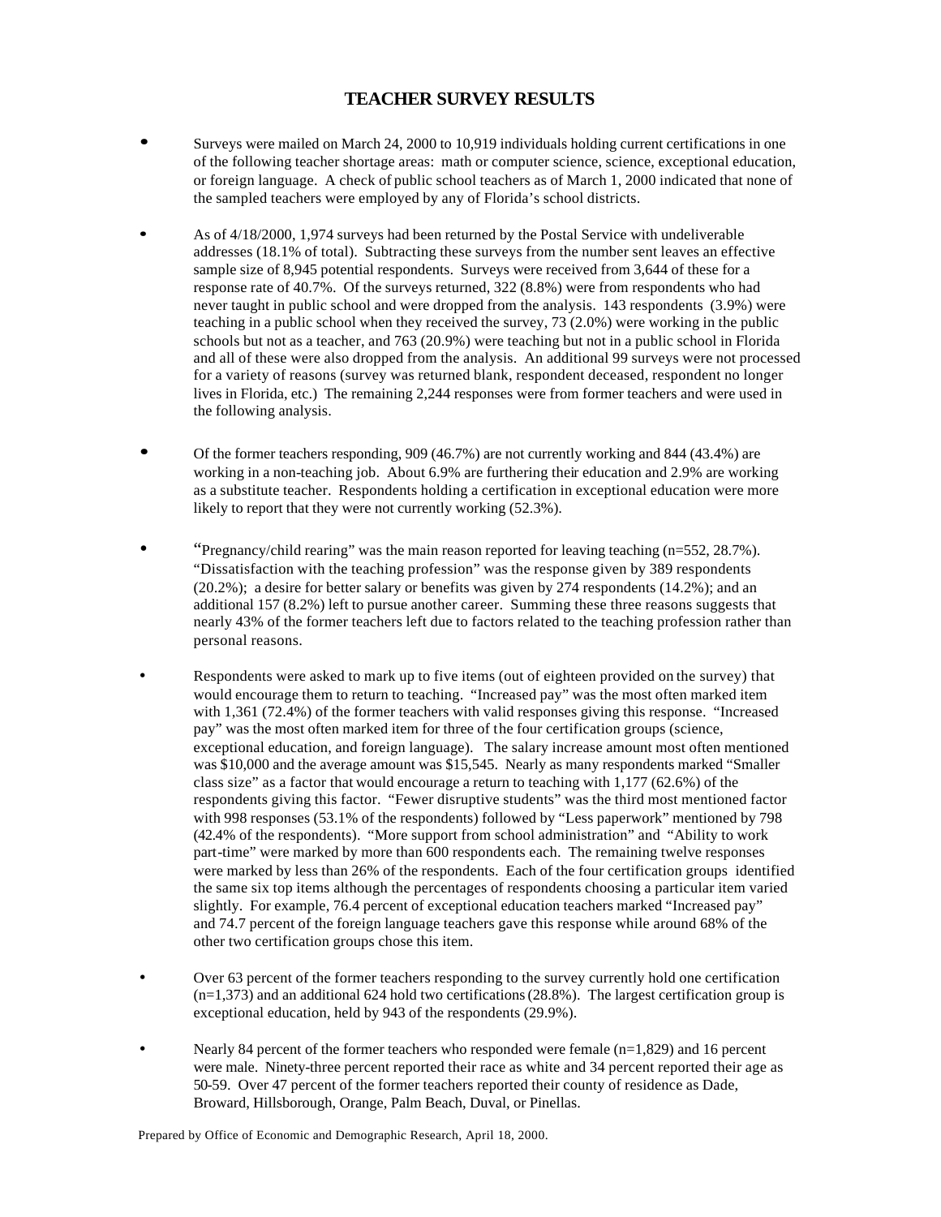# TEACHER SURVEY RESULTS

- Surveys were mailed on March 24, 2000 to 10,919 individuals holding current certifications in one of the following teacher shortage areas: math or computer science, science, exceptional education, or foreign language. A check of public school teachers as of March 1, 2000 indicated that none of the sampled teachers were employed by any of Florida's school districts.

- As of 4/18/2000, 1,974 surveys had been returned by the Postal Service with undeliverable addresses (18.1% of total). Subtracting these surveys from the number sent leaves an effective sample size of 8,945 potential respondents. Surveys were received from 3,644 of these for a response rate of 40.7%. Of the surveys returned, 322 (8.8%) were from respondents who had never taught in public school and were dropped from the analysis. 143 respondents (3.9%) were teaching in a public school when they received the survey, 73 (2.0%) were working in the public schools but not as a teacher, and 763 (20.9%) were teaching but not in a public school in Florida and all of these were also dropped from the analysis. An additional 99 surveys were not processed for a variety of reasons (survey was returned blank, respondent deceased, respondent no longer lives in Florida, etc.) The remaining 2,244 responses were from former teachers and were used in the following analysis.

- Of the former teachers responding, 909 (46.7%) are not currently working and 844 (43.4%) are working in a non-teaching job. About 6.9% are furthering their education and 2.9% are working as a substitute teacher. Respondents holding a certification in exceptional education were more likely to report that they were not currently working (52.3%).

- "Pregnancy/child rearing" was the main reason reported for leaving teaching (n=552, 28.7%). "Dissatisfaction with the teaching profession" was the response given by 389 respondents (20.2%); a desire for better salary or benefits was given by 274 respondents (14.2%); and an additional 157 (8.2%) left to pursue another career. Summing these three reasons suggests that nearly 43% of the former teachers left due to factors related to the teaching profession rather than personal reasons.

- Respondents were asked to mark up to five items (out of eighteen provided on the survey) that would encourage them to return to teaching. "Increased pay" was the most often marked item with 1,361 (72.4%) of the former teachers with valid responses giving this response. "Increased pay" was the most often marked item for three of the four certification groups (science, exceptional education, and foreign language). The salary increase amount most often mentioned was $10,000 and the average amount was $15,545. Nearly as many respondents marked "Smaller class size" as a factor that would encourage a return to teaching with 1,177 (62.6%) of the respondents giving this factor. "Fewer disruptive students" was the third most mentioned factor with 998 responses (53.1% of the respondents) followed by "Less paperwork" mentioned by 798 (42.4% of the respondents). "More support from school administration" and "Ability to work part-time" were marked by more than 600 respondents each. The remaining twelve responses were marked by less than 26% of the respondents. Each of the four certification groups identified the same six top items although the percentages of respondents choosing a particular item varied slightly. For example, 76.4 percent of exceptional education teachers marked "Increased pay" and 74.7 percent of the foreign language teachers gave this response while around 68% of the other two certification groups chose this item.

- Over 63 percent of the former teachers responding to the survey currently hold one certification (n=1,373) and an additional 624 hold two certifications (28.8%). The largest certification group is exceptional education, held by 943 of the respondents (29.9%).

- Nearly 84 percent of the former teachers who responded were female (n=1,829) and 16 percent were male. Ninety-three percent reported their race as white and 34 percent reported their age as 50-59. Over 47 percent of the former teachers reported their county of residence as Dade, Broward, Hillsborough, Orange, Palm Beach, Duval, or Pinellas.

Prepared by Office of Economic and Demographic Research, April 18, 2000.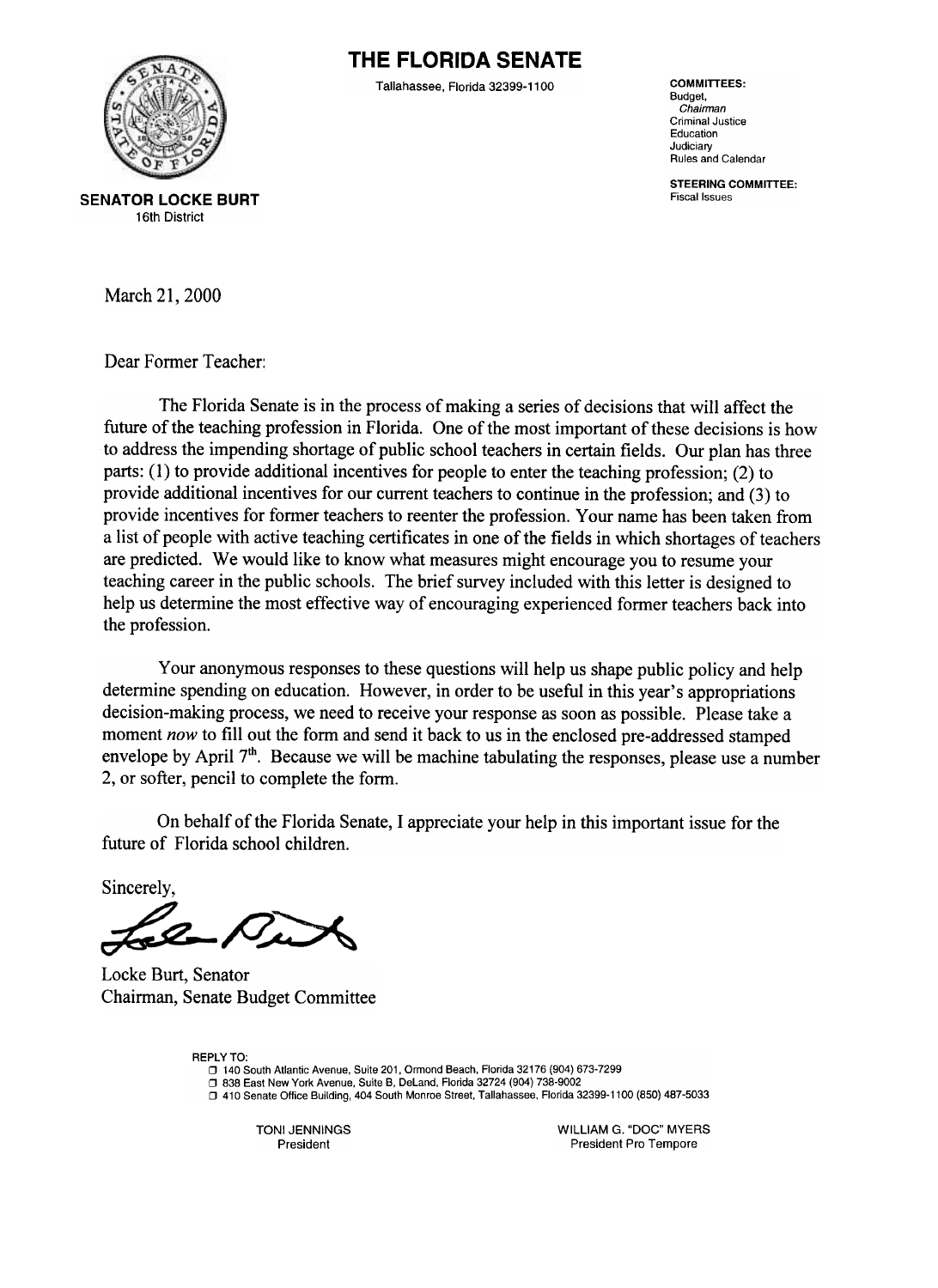# THE FLORIDA SENATE

Tallahassee, Florida 32399-1100

**SENATOR LOCKE BURT**
16th District

**COMMITTEES:**
Budget,
*Chairman*
Criminal Justice
Education
Judiciary
Rules and Calendar

**STEERING COMMITTEE:**
Fiscal Issues

March 21, 2000

Dear Former Teacher:

The Florida Senate is in the process of making a series of decisions that will affect the future of the teaching profession in Florida. One of the most important of these decisions is how to address the impending shortage of public school teachers in certain fields. Our plan has three parts: (1) to provide additional incentives for people to enter the teaching profession; (2) to provide additional incentives for our current teachers to continue in the profession; and (3) to provide incentives for former teachers to reenter the profession. Your name has been taken from a list of people with active teaching certificates in one of the fields in which shortages of teachers are predicted. We would like to know what measures might encourage you to resume your teaching career in the public schools. The brief survey included with this letter is designed to help us determine the most effective way of encouraging experienced former teachers back into the profession.

Your anonymous responses to these questions will help us shape public policy and help determine spending on education. However, in order to be useful in this year's appropriations decision-making process, we need to receive your response as soon as possible. Please take a moment *now* to fill out the form and send it back to us in the enclosed pre-addressed stamped envelope by April 7th. Because we will be machine tabulating the responses, please use a number 2, or softer, pencil to complete the form.

On behalf of the Florida Senate, I appreciate your help in this important issue for the future of Florida school children.

Sincerely,

Locke Burt, Senator
Chairman, Senate Budget Committee

REPLY TO:
- ❒ 140 South Atlantic Avenue, Suite 201, Ormond Beach, Florida 32176 (904) 673-7299
- ❒ 838 East New York Avenue, Suite B, DeLand, Florida 32724 (904) 738-9002
- ❒ 410 Senate Office Building, 404 South Monroe Street, Tallahassee, Florida 32399-1100 (850) 487-5033

TONI JENNINGS
President

WILLIAM G. "DOC" MYERS
President Pro Tempore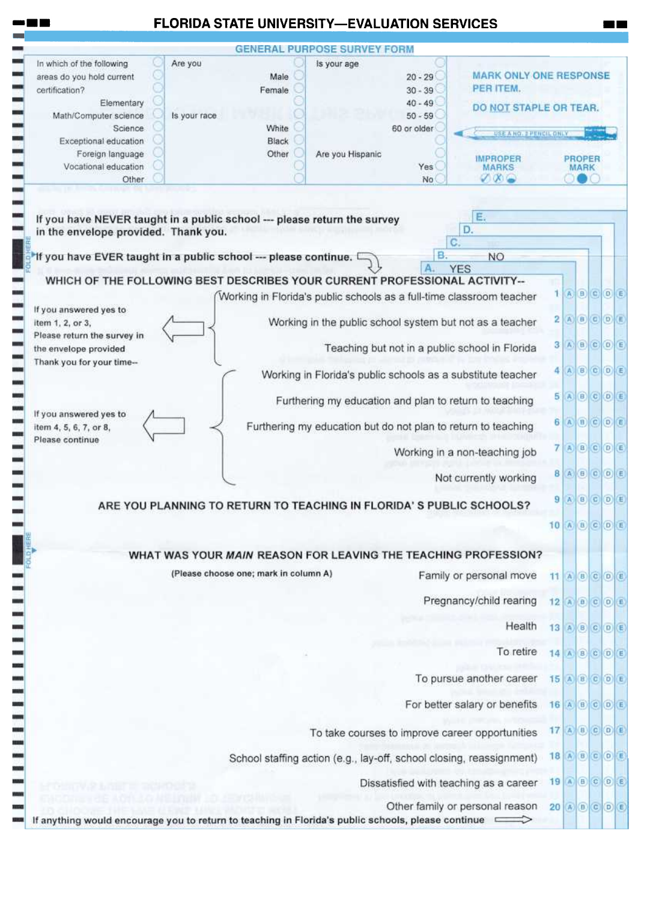# FLORIDA STATE UNIVERSITY—EVALUATION SERVICES

## GENERAL PURPOSE SURVEY FORM

In which of the following areas do you hold current certification?

- Elementary
- Math/Computer science
- Science
- Exceptional education
- Foreign language
- Vocational education
- Other

Are you

- Male
- Female

Is your race

- White
- Black
- Other

Is your age

- 20 - 29
- 30 - 39
- 40 - 49
- 50 - 59
- 60 or older

Are you Hispanic

- Yes
- No

**MARK ONLY ONE RESPONSE PER ITEM.**

**DO NOT STAPLE OR TEAR.**

USE A NO. 2 PENCIL ONLY

IMPROPER MARKS | PROPER MARK

**If you have NEVER taught in a public school --- please return the survey in the envelope provided. Thank you.**

**If you have EVER taught in a public school --- please continue.**

A. YES | B. NO | C. | D. | E.

**WHICH OF THE FOLLOWING BEST DESCRIBES YOUR CURRENT PROFESSIONAL ACTIVITY--**

If you answered yes to item 1, 2, or 3, Please return the survey in the envelope provided. Thank you for your time--

If you answered yes to item 4, 5, 6, 7, or 8, Please continue

| Item | # | Response |
|---|---|---|
| Working in Florida's public schools as a full-time classroom teacher | 1 | A B C D E |
| Working in the public school system but not as a teacher | 2 | A B C D E |
| Teaching but not in a public school in Florida | 3 | A B C D E |
| Working in Florida's public schools as a substitute teacher | 4 | A B C D E |
| Furthering my education and plan to return to teaching | 5 | A B C D E |
| Furthering my education but do not plan to return to teaching | 6 | A B C D E |
| Working in a non-teaching job | 7 | A B C D E |
| Not currently working | 8 | A B C D E |

**ARE YOU PLANNING TO RETURN TO TEACHING IN FLORIDA' S PUBLIC SCHOOLS?** 9 A B C D E

10 A B C D E

**WHAT WAS YOUR *MAIN* REASON FOR LEAVING THE TEACHING PROFESSION?**

**(Please choose one; mark in column A)**

| Item | # | Response |
|---|---|---|
| Family or personal move | 11 | A B C D E |
| Pregnancy/child rearing | 12 | A B C D E |
| Health | 13 | A B C D E |
| To retire | 14 | A B C D E |
| To pursue another career | 15 | A B C D E |
| For better salary or benefits | 16 | A B C D E |
| To take courses to improve career opportunities | 17 | A B C D E |
| School staffing action (e.g., lay-off, school closing, reassignment) | 18 | A B C D E |
| Dissatisfied with teaching as a career | 19 | A B C D E |
| Other family or personal reason | 20 | A B C D E |

**If anything would encourage you to return to teaching in Florida's public schools, please continue**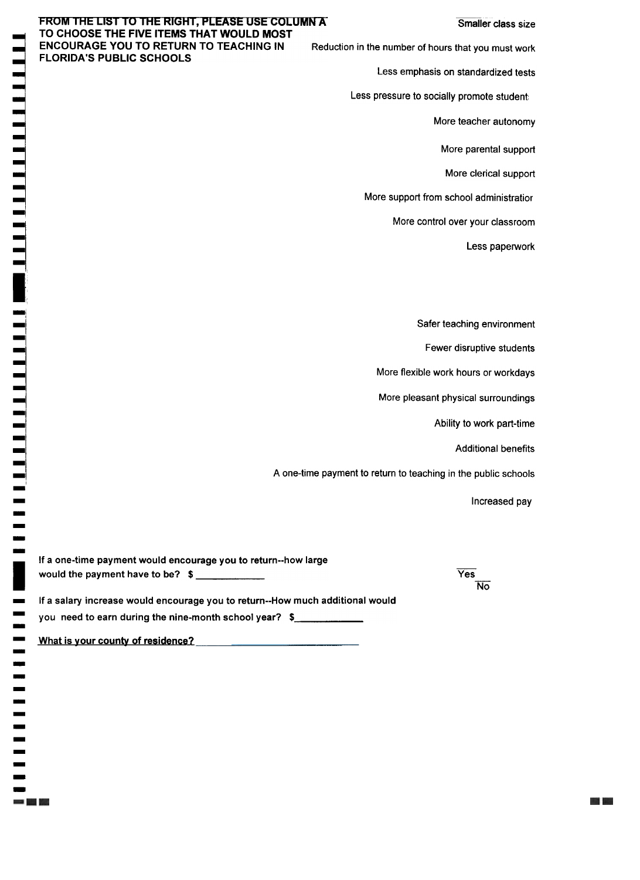**FROM THE LIST TO THE RIGHT, PLEASE USE COLUMN A TO CHOOSE THE FIVE ITEMS THAT WOULD MOST ENCOURAGE YOU TO RETURN TO TEACHING IN FLORIDA'S PUBLIC SCHOOLS**

- Smaller class size
- Reduction in the number of hours that you must work
- Less emphasis on standardized tests
- Less pressure to socially promote student
- More teacher autonomy
- More parental support
- More clerical support
- More support from school administratior
- More control over your classroom
- Less paperwork
- Safer teaching environment
- Fewer disruptive students
- More flexible work hours or workdays
- More pleasant physical surroundings
- Ability to work part-time
- Additional benefits
- A one-time payment to return to teaching in the public schools
- Increased pay

**If a one-time payment would encourage you to return--how large would the payment have to be? $ ____________**

Yes

No

**If a salary increase would encourage you to return--How much additional would you need to earn during the nine-month school year? $____________**

**What is your county of residence? ______________________**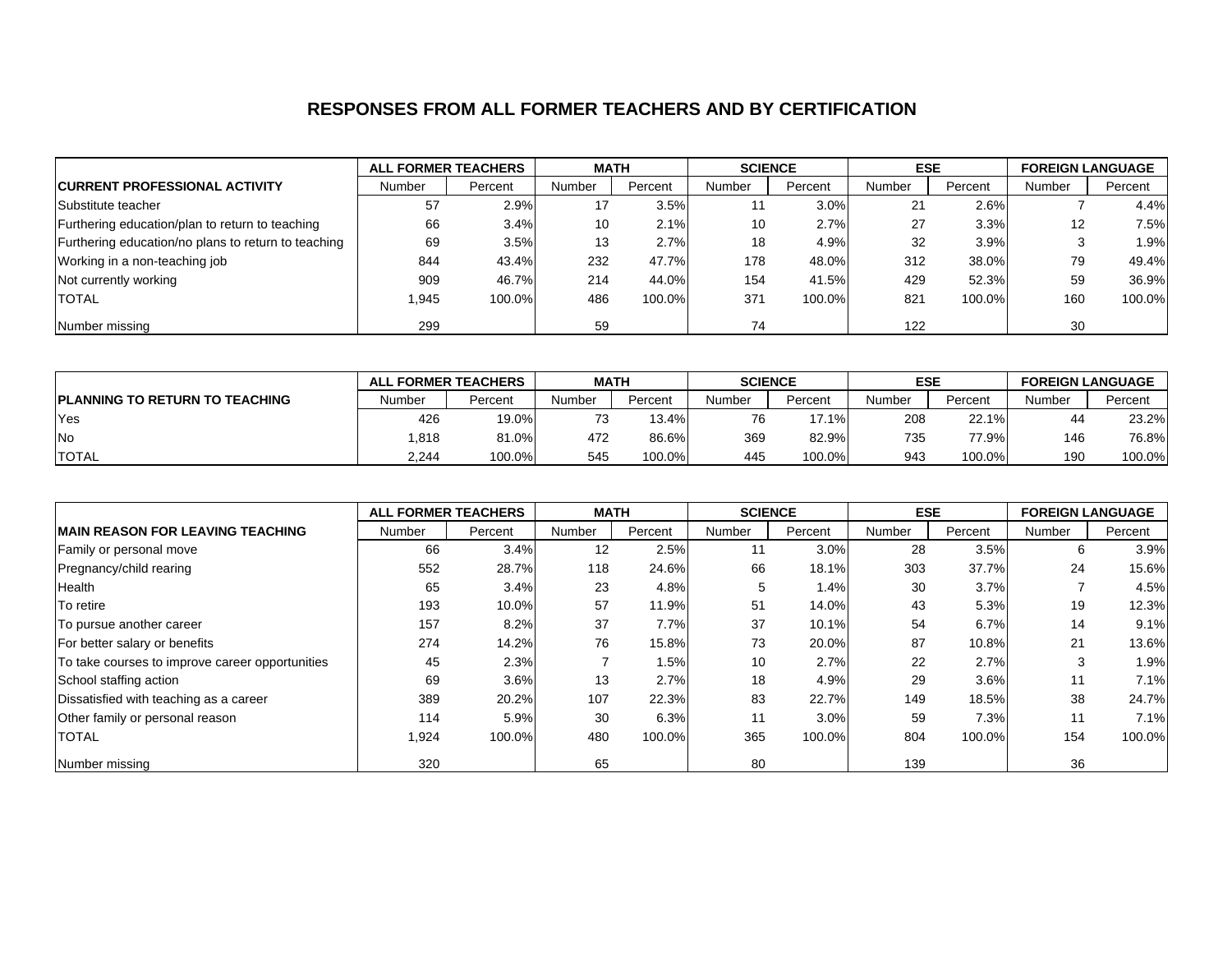# RESPONSES FROM ALL FORMER TEACHERS AND BY CERTIFICATION

| | ALL FORMER TEACHERS | | MATH | | SCIENCE | | ESE | | FOREIGN LANGUAGE | |
|---|---|---|---|---|---|---|---|---|---|---|
| **CURRENT PROFESSIONAL ACTIVITY** | Number | Percent | Number | Percent | Number | Percent | Number | Percent | Number | Percent |
| Substitute teacher | 57 | 2.9% | 17 | 3.5% | 11 | 3.0% | 21 | 2.6% | 7 | 4.4% |
| Furthering education/plan to return to teaching | 66 | 3.4% | 10 | 2.1% | 10 | 2.7% | 27 | 3.3% | 12 | 7.5% |
| Furthering education/no plans to return to teaching | 69 | 3.5% | 13 | 2.7% | 18 | 4.9% | 32 | 3.9% | 3 | 1.9% |
| Working in a non-teaching job | 844 | 43.4% | 232 | 47.7% | 178 | 48.0% | 312 | 38.0% | 79 | 49.4% |
| Not currently working | 909 | 46.7% | 214 | 44.0% | 154 | 41.5% | 429 | 52.3% | 59 | 36.9% |
| TOTAL | 1,945 | 100.0% | 486 | 100.0% | 371 | 100.0% | 821 | 100.0% | 160 | 100.0% |
| Number missing | 299 | | 59 | | 74 | | 122 | | 30 | |

| | ALL FORMER TEACHERS | | MATH | | SCIENCE | | ESE | | FOREIGN LANGUAGE | |
|---|---|---|---|---|---|---|---|---|---|---|
| **PLANNING TO RETURN TO TEACHING** | Number | Percent | Number | Percent | Number | Percent | Number | Percent | Number | Percent |
| Yes | 426 | 19.0% | 73 | 13.4% | 76 | 17.1% | 208 | 22.1% | 44 | 23.2% |
| No | 1,818 | 81.0% | 472 | 86.6% | 369 | 82.9% | 735 | 77.9% | 146 | 76.8% |
| TOTAL | 2,244 | 100.0% | 545 | 100.0% | 445 | 100.0% | 943 | 100.0% | 190 | 100.0% |

| | ALL FORMER TEACHERS | | MATH | | SCIENCE | | ESE | | FOREIGN LANGUAGE | |
|---|---|---|---|---|---|---|---|---|---|---|
| **MAIN REASON FOR LEAVING TEACHING** | Number | Percent | Number | Percent | Number | Percent | Number | Percent | Number | Percent |
| Family or personal move | 66 | 3.4% | 12 | 2.5% | 11 | 3.0% | 28 | 3.5% | 6 | 3.9% |
| Pregnancy/child rearing | 552 | 28.7% | 118 | 24.6% | 66 | 18.1% | 303 | 37.7% | 24 | 15.6% |
| Health | 65 | 3.4% | 23 | 4.8% | 5 | 1.4% | 30 | 3.7% | 7 | 4.5% |
| To retire | 193 | 10.0% | 57 | 11.9% | 51 | 14.0% | 43 | 5.3% | 19 | 12.3% |
| To pursue another career | 157 | 8.2% | 37 | 7.7% | 37 | 10.1% | 54 | 6.7% | 14 | 9.1% |
| For better salary or benefits | 274 | 14.2% | 76 | 15.8% | 73 | 20.0% | 87 | 10.8% | 21 | 13.6% |
| To take courses to improve career opportunities | 45 | 2.3% | 7 | 1.5% | 10 | 2.7% | 22 | 2.7% | 3 | 1.9% |
| School staffing action | 69 | 3.6% | 13 | 2.7% | 18 | 4.9% | 29 | 3.6% | 11 | 7.1% |
| Dissatisfied with teaching as a career | 389 | 20.2% | 107 | 22.3% | 83 | 22.7% | 149 | 18.5% | 38 | 24.7% |
| Other family or personal reason | 114 | 5.9% | 30 | 6.3% | 11 | 3.0% | 59 | 7.3% | 11 | 7.1% |
| TOTAL | 1,924 | 100.0% | 480 | 100.0% | 365 | 100.0% | 804 | 100.0% | 154 | 100.0% |
| Number missing | 320 | | 65 | | 80 | | 139 | | 36 | |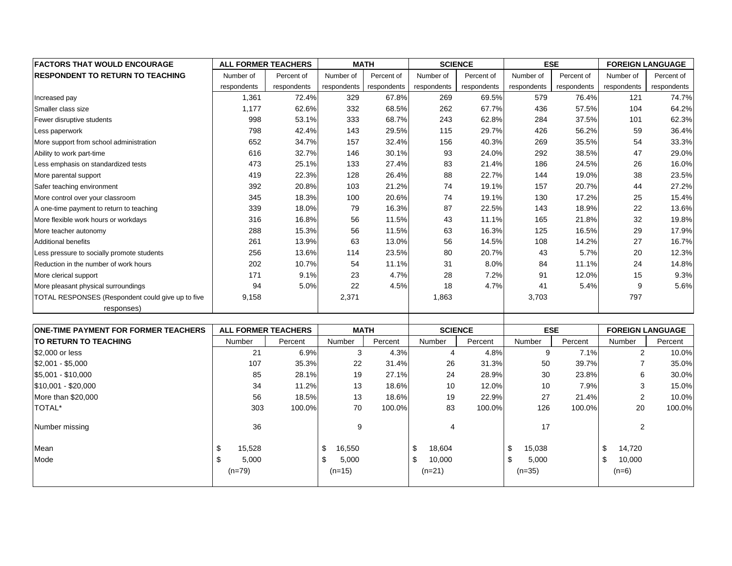| FACTORS THAT WOULD ENCOURAGE RESPONDENT TO RETURN TO TEACHING | ALL FORMER TEACHERS | | MATH | | SCIENCE | | ESE | | FOREIGN LANGUAGE | |
|---|---|---|---|---|---|---|---|---|---|---|
| | Number of respondents | Percent of respondents | Number of respondents | Percent of respondents | Number of respondents | Percent of respondents | Number of respondents | Percent of respondents | Number of respondents | Percent of respondents |
| Increased pay | 1,361 | 72.4% | 329 | 67.8% | 269 | 69.5% | 579 | 76.4% | 121 | 74.7% |
| Smaller class size | 1,177 | 62.6% | 332 | 68.5% | 262 | 67.7% | 436 | 57.5% | 104 | 64.2% |
| Fewer disruptive students | 998 | 53.1% | 333 | 68.7% | 243 | 62.8% | 284 | 37.5% | 101 | 62.3% |
| Less paperwork | 798 | 42.4% | 143 | 29.5% | 115 | 29.7% | 426 | 56.2% | 59 | 36.4% |
| More support from school administration | 652 | 34.7% | 157 | 32.4% | 156 | 40.3% | 269 | 35.5% | 54 | 33.3% |
| Ability to work part-time | 616 | 32.7% | 146 | 30.1% | 93 | 24.0% | 292 | 38.5% | 47 | 29.0% |
| Less emphasis on standardized tests | 473 | 25.1% | 133 | 27.4% | 83 | 21.4% | 186 | 24.5% | 26 | 16.0% |
| More parental support | 419 | 22.3% | 128 | 26.4% | 88 | 22.7% | 144 | 19.0% | 38 | 23.5% |
| Safer teaching environment | 392 | 20.8% | 103 | 21.2% | 74 | 19.1% | 157 | 20.7% | 44 | 27.2% |
| More control over your classroom | 345 | 18.3% | 100 | 20.6% | 74 | 19.1% | 130 | 17.2% | 25 | 15.4% |
| A one-time payment to return to teaching | 339 | 18.0% | 79 | 16.3% | 87 | 22.5% | 143 | 18.9% | 22 | 13.6% |
| More flexible work hours or workdays | 316 | 16.8% | 56 | 11.5% | 43 | 11.1% | 165 | 21.8% | 32 | 19.8% |
| More teacher autonomy | 288 | 15.3% | 56 | 11.5% | 63 | 16.3% | 125 | 16.5% | 29 | 17.9% |
| Additional benefits | 261 | 13.9% | 63 | 13.0% | 56 | 14.5% | 108 | 14.2% | 27 | 16.7% |
| Less pressure to socially promote students | 256 | 13.6% | 114 | 23.5% | 80 | 20.7% | 43 | 5.7% | 20 | 12.3% |
| Reduction in the number of work hours | 202 | 10.7% | 54 | 11.1% | 31 | 8.0% | 84 | 11.1% | 24 | 14.8% |
| More clerical support | 171 | 9.1% | 23 | 4.7% | 28 | 7.2% | 91 | 12.0% | 15 | 9.3% |
| More pleasant physical surroundings | 94 | 5.0% | 22 | 4.5% | 18 | 4.7% | 41 | 5.4% | 9 | 5.6% |
| TOTAL RESPONSES (Respondent could give up to five responses) | 9,158 | | 2,371 | | 1,863 | | 3,703 | | 797 | |

| ONE-TIME PAYMENT FOR FORMER TEACHERS TO RETURN TO TEACHING | ALL FORMER TEACHERS | | MATH | | SCIENCE | | ESE | | FOREIGN LANGUAGE | |
|---|---|---|---|---|---|---|---|---|---|---|
| | Number | Percent | Number | Percent | Number | Percent | Number | Percent | Number | Percent |
| $2,000 or less | 21 | 6.9% | 3 | 4.3% | 4 | 4.8% | 9 | 7.1% | 2 | 10.0% |
| $2,001 - $5,000 | 107 | 35.3% | 22 | 31.4% | 26 | 31.3% | 50 | 39.7% | 7 | 35.0% |
| $5,001 - $10,000 | 85 | 28.1% | 19 | 27.1% | 24 | 28.9% | 30 | 23.8% | 6 | 30.0% |
| $10,001 - $20,000 | 34 | 11.2% | 13 | 18.6% | 10 | 12.0% | 10 | 7.9% | 3 | 15.0% |
| More than $20,000 | 56 | 18.5% | 13 | 18.6% | 19 | 22.9% | 27 | 21.4% | 2 | 10.0% |
| TOTAL* | 303 | 100.0% | 70 | 100.0% | 83 | 100.0% | 126 | 100.0% | 20 | 100.0% |
| Number missing | 36 | | 9 | | 4 | | 17 | | 2 | |
| Mean | $ 15,528 | | $ 16,550 | | $ 18,604 | | $ 15,038 | | $ 14,720 | |
| Mode | $ 5,000 (n=79) | | $ 5,000 (n=15) | | $ 10,000 (n=21) | | $ 5,000 (n=35) | | $ 10,000 (n=6) | |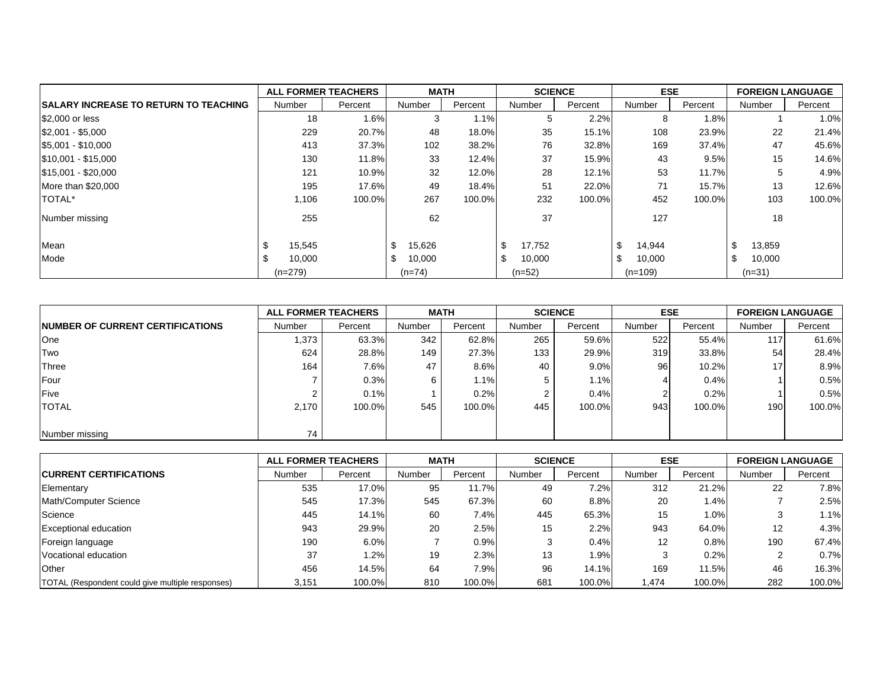| | ALL FORMER TEACHERS | | MATH | | SCIENCE | | ESE | | FOREIGN LANGUAGE | |
|---|---|---|---|---|---|---|---|---|---|---|
| **SALARY INCREASE TO RETURN TO TEACHING** | Number | Percent | Number | Percent | Number | Percent | Number | Percent | Number | Percent |
| $2,000 or less | 18 | 1.6% | 3 | 1.1% | 5 | 2.2% | 8 | 1.8% | 1 | 1.0% |
| $2,001 - $5,000 | 229 | 20.7% | 48 | 18.0% | 35 | 15.1% | 108 | 23.9% | 22 | 21.4% |
| $5,001 - $10,000 | 413 | 37.3% | 102 | 38.2% | 76 | 32.8% | 169 | 37.4% | 47 | 45.6% |
| $10,001 - $15,000 | 130 | 11.8% | 33 | 12.4% | 37 | 15.9% | 43 | 9.5% | 15 | 14.6% |
| $15,001 - $20,000 | 121 | 10.9% | 32 | 12.0% | 28 | 12.1% | 53 | 11.7% | 5 | 4.9% |
| More than $20,000 | 195 | 17.6% | 49 | 18.4% | 51 | 22.0% | 71 | 15.7% | 13 | 12.6% |
| TOTAL* | 1,106 | 100.0% | 267 | 100.0% | 232 | 100.0% | 452 | 100.0% | 103 | 100.0% |
| Number missing | 255 | | 62 | | 37 | | 127 | | 18 | |
| Mean | $ 15,545 | | $ 15,626 | | $ 17,752 | | $ 14,944 | | $ 13,859 | |
| Mode | $ 10,000 | | $ 10,000 | | $ 10,000 | | $ 10,000 | | $ 10,000 | |
| | (n=279) | | (n=74) | | (n=52) | | (n=109) | | (n=31) | |

| | ALL FORMER TEACHERS | | MATH | | SCIENCE | | ESE | | FOREIGN LANGUAGE | |
|---|---|---|---|---|---|---|---|---|---|---|
| **NUMBER OF CURRENT CERTIFICATIONS** | Number | Percent | Number | Percent | Number | Percent | Number | Percent | Number | Percent |
| One | 1,373 | 63.3% | 342 | 62.8% | 265 | 59.6% | 522 | 55.4% | 117 | 61.6% |
| Two | 624 | 28.8% | 149 | 27.3% | 133 | 29.9% | 319 | 33.8% | 54 | 28.4% |
| Three | 164 | 7.6% | 47 | 8.6% | 40 | 9.0% | 96 | 10.2% | 17 | 8.9% |
| Four | 7 | 0.3% | 6 | 1.1% | 5 | 1.1% | 4 | 0.4% | 1 | 0.5% |
| Five | 2 | 0.1% | 1 | 0.2% | 2 | 0.4% | 2 | 0.2% | 1 | 0.5% |
| TOTAL | 2,170 | 100.0% | 545 | 100.0% | 445 | 100.0% | 943 | 100.0% | 190 | 100.0% |
| Number missing | 74 | | | | | | | | | |

| | ALL FORMER TEACHERS | | MATH | | SCIENCE | | ESE | | FOREIGN LANGUAGE | |
|---|---|---|---|---|---|---|---|---|---|---|
| **CURRENT CERTIFICATIONS** | Number | Percent | Number | Percent | Number | Percent | Number | Percent | Number | Percent |
| Elementary | 535 | 17.0% | 95 | 11.7% | 49 | 7.2% | 312 | 21.2% | 22 | 7.8% |
| Math/Computer Science | 545 | 17.3% | 545 | 67.3% | 60 | 8.8% | 20 | 1.4% | 7 | 2.5% |
| Science | 445 | 14.1% | 60 | 7.4% | 445 | 65.3% | 15 | 1.0% | 3 | 1.1% |
| Exceptional education | 943 | 29.9% | 20 | 2.5% | 15 | 2.2% | 943 | 64.0% | 12 | 4.3% |
| Foreign language | 190 | 6.0% | 7 | 0.9% | 3 | 0.4% | 12 | 0.8% | 190 | 67.4% |
| Vocational education | 37 | 1.2% | 19 | 2.3% | 13 | 1.9% | 3 | 0.2% | 2 | 0.7% |
| Other | 456 | 14.5% | 64 | 7.9% | 96 | 14.1% | 169 | 11.5% | 46 | 16.3% |
| TOTAL (Respondent could give multiple responses) | 3,151 | 100.0% | 810 | 100.0% | 681 | 100.0% | 1,474 | 100.0% | 282 | 100.0% |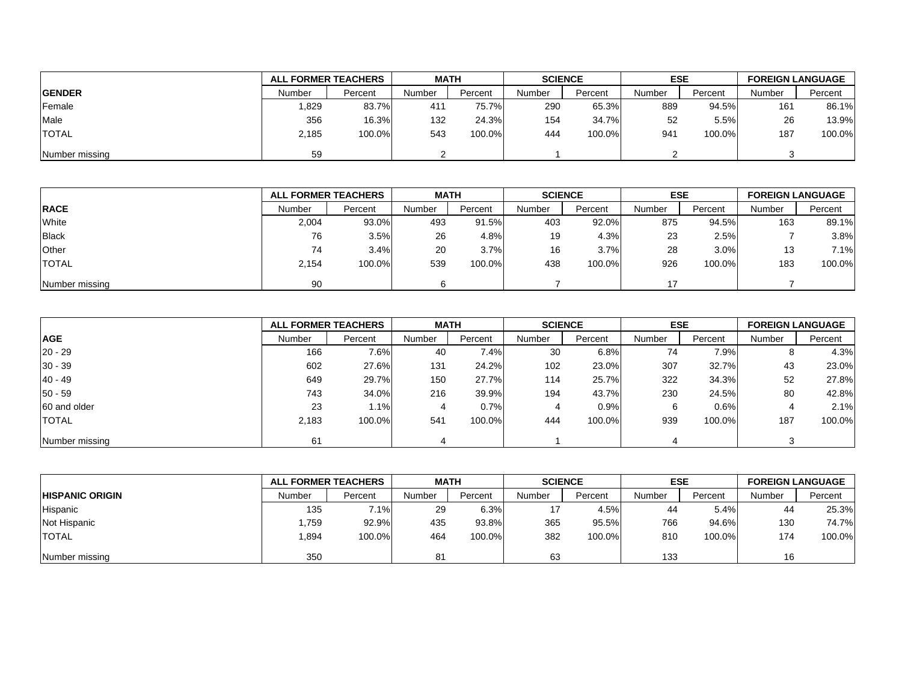| GENDER | ALL FORMER TEACHERS | | MATH | | SCIENCE | | ESE | | FOREIGN LANGUAGE | |
|---|---|---|---|---|---|---|---|---|---|---|
| | Number | Percent | Number | Percent | Number | Percent | Number | Percent | Number | Percent |
| Female | 1,829 | 83.7% | 411 | 75.7% | 290 | 65.3% | 889 | 94.5% | 161 | 86.1% |
| Male | 356 | 16.3% | 132 | 24.3% | 154 | 34.7% | 52 | 5.5% | 26 | 13.9% |
| TOTAL | 2,185 | 100.0% | 543 | 100.0% | 444 | 100.0% | 941 | 100.0% | 187 | 100.0% |
| Number missing | 59 | | 2 | | 1 | | 2 | | 3 | |

| RACE | ALL FORMER TEACHERS | | MATH | | SCIENCE | | ESE | | FOREIGN LANGUAGE | |
|---|---|---|---|---|---|---|---|---|---|---|
| | Number | Percent | Number | Percent | Number | Percent | Number | Percent | Number | Percent |
| White | 2,004 | 93.0% | 493 | 91.5% | 403 | 92.0% | 875 | 94.5% | 163 | 89.1% |
| Black | 76 | 3.5% | 26 | 4.8% | 19 | 4.3% | 23 | 2.5% | 7 | 3.8% |
| Other | 74 | 3.4% | 20 | 3.7% | 16 | 3.7% | 28 | 3.0% | 13 | 7.1% |
| TOTAL | 2,154 | 100.0% | 539 | 100.0% | 438 | 100.0% | 926 | 100.0% | 183 | 100.0% |
| Number missing | 90 | | 6 | | 7 | | 17 | | 7 | |

| AGE | ALL FORMER TEACHERS | | MATH | | SCIENCE | | ESE | | FOREIGN LANGUAGE | |
|---|---|---|---|---|---|---|---|---|---|---|
| | Number | Percent | Number | Percent | Number | Percent | Number | Percent | Number | Percent |
| 20 - 29 | 166 | 7.6% | 40 | 7.4% | 30 | 6.8% | 74 | 7.9% | 8 | 4.3% |
| 30 - 39 | 602 | 27.6% | 131 | 24.2% | 102 | 23.0% | 307 | 32.7% | 43 | 23.0% |
| 40 - 49 | 649 | 29.7% | 150 | 27.7% | 114 | 25.7% | 322 | 34.3% | 52 | 27.8% |
| 50 - 59 | 743 | 34.0% | 216 | 39.9% | 194 | 43.7% | 230 | 24.5% | 80 | 42.8% |
| 60 and older | 23 | 1.1% | 4 | 0.7% | 4 | 0.9% | 6 | 0.6% | 4 | 2.1% |
| TOTAL | 2,183 | 100.0% | 541 | 100.0% | 444 | 100.0% | 939 | 100.0% | 187 | 100.0% |
| Number missing | 61 | | 4 | | 1 | | 4 | | 3 | |

| HISPANIC ORIGIN | ALL FORMER TEACHERS | | MATH | | SCIENCE | | ESE | | FOREIGN LANGUAGE | |
|---|---|---|---|---|---|---|---|---|---|---|
| | Number | Percent | Number | Percent | Number | Percent | Number | Percent | Number | Percent |
| Hispanic | 135 | 7.1% | 29 | 6.3% | 17 | 4.5% | 44 | 5.4% | 44 | 25.3% |
| Not Hispanic | 1,759 | 92.9% | 435 | 93.8% | 365 | 95.5% | 766 | 94.6% | 130 | 74.7% |
| TOTAL | 1,894 | 100.0% | 464 | 100.0% | 382 | 100.0% | 810 | 100.0% | 174 | 100.0% |
| Number missing | 350 | | 81 | | 63 | | 133 | | 16 | |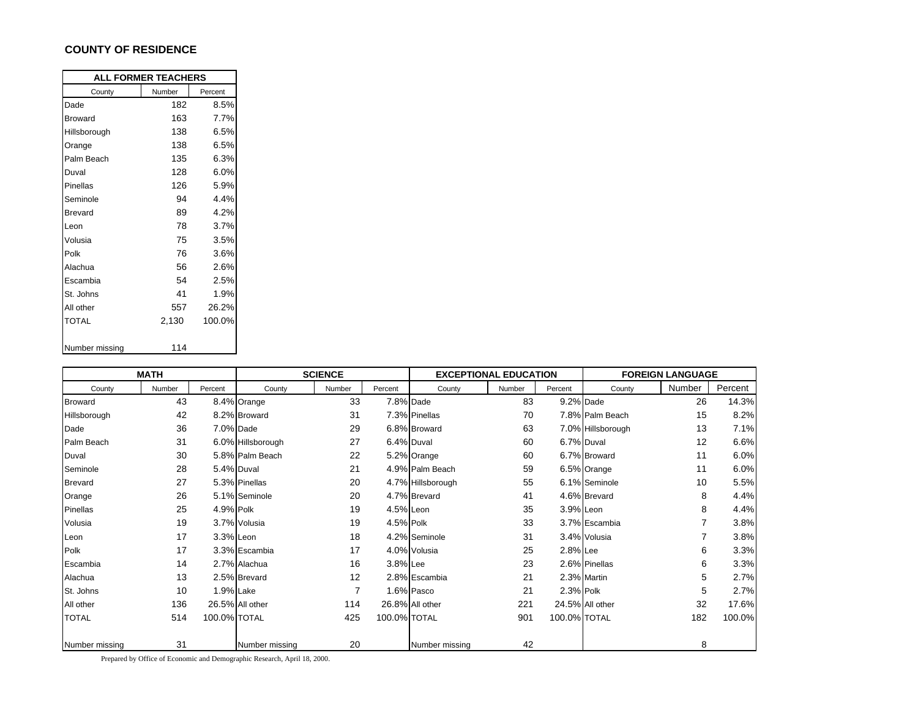**COUNTY OF RESIDENCE**

| ALL FORMER TEACHERS | | |
|---|---|---|
| County | Number | Percent |
| Dade | 182 | 8.5% |
| Broward | 163 | 7.7% |
| Hillsborough | 138 | 6.5% |
| Orange | 138 | 6.5% |
| Palm Beach | 135 | 6.3% |
| Duval | 128 | 6.0% |
| Pinellas | 126 | 5.9% |
| Seminole | 94 | 4.4% |
| Brevard | 89 | 4.2% |
| Leon | 78 | 3.7% |
| Volusia | 75 | 3.5% |
| Polk | 76 | 3.6% |
| Alachua | 56 | 2.6% |
| Escambia | 54 | 2.5% |
| St. Johns | 41 | 1.9% |
| All other | 557 | 26.2% |
| TOTAL | 2,130 | 100.0% |
| | | |
| Number missing | 114 | |

| MATH | | | SCIENCE | | | EXCEPTIONAL EDUCATION | | | FOREIGN LANGUAGE | | |
|---|---|---|---|---|---|---|---|---|---|---|---|
| County | Number | Percent | County | Number | Percent | County | Number | Percent | County | Number | Percent |
| Broward | 43 | 8.4% | Orange | 33 | 7.8% | Dade | 83 | 9.2% | Dade | 26 | 14.3% |
| Hillsborough | 42 | 8.2% | Broward | 31 | 7.3% | Pinellas | 70 | 7.8% | Palm Beach | 15 | 8.2% |
| Dade | 36 | 7.0% | Dade | 29 | 6.8% | Broward | 63 | 7.0% | Hillsborough | 13 | 7.1% |
| Palm Beach | 31 | 6.0% | Hillsborough | 27 | 6.4% | Duval | 60 | 6.7% | Duval | 12 | 6.6% |
| Duval | 30 | 5.8% | Palm Beach | 22 | 5.2% | Orange | 60 | 6.7% | Broward | 11 | 6.0% |
| Seminole | 28 | 5.4% | Duval | 21 | 4.9% | Palm Beach | 59 | 6.5% | Orange | 11 | 6.0% |
| Brevard | 27 | 5.3% | Pinellas | 20 | 4.7% | Hillsborough | 55 | 6.1% | Seminole | 10 | 5.5% |
| Orange | 26 | 5.1% | Seminole | 20 | 4.7% | Brevard | 41 | 4.6% | Brevard | 8 | 4.4% |
| Pinellas | 25 | 4.9% | Polk | 19 | 4.5% | Leon | 35 | 3.9% | Leon | 8 | 4.4% |
| Volusia | 19 | 3.7% | Volusia | 19 | 4.5% | Polk | 33 | 3.7% | Escambia | 7 | 3.8% |
| Leon | 17 | 3.3% | Leon | 18 | 4.2% | Seminole | 31 | 3.4% | Volusia | 7 | 3.8% |
| Polk | 17 | 3.3% | Escambia | 17 | 4.0% | Volusia | 25 | 2.8% | Lee | 6 | 3.3% |
| Escambia | 14 | 2.7% | Alachua | 16 | 3.8% | Lee | 23 | 2.6% | Pinellas | 6 | 3.3% |
| Alachua | 13 | 2.5% | Brevard | 12 | 2.8% | Escambia | 21 | 2.3% | Martin | 5 | 2.7% |
| St. Johns | 10 | 1.9% | Lake | 7 | 1.6% | Pasco | 21 | 2.3% | Polk | 5 | 2.7% |
| All other | 136 | 26.5% | All other | 114 | 26.8% | All other | 221 | 24.5% | All other | 32 | 17.6% |
| TOTAL | 514 | 100.0% | TOTAL | 425 | 100.0% | TOTAL | 901 | 100.0% | TOTAL | 182 | 100.0% |
| | | | | | | | | | | | |
| Number missing | 31 | | Number missing | 20 | | Number missing | 42 | | | 8 | |

Prepared by Office of Economic and Demographic Research, April 18, 2000.